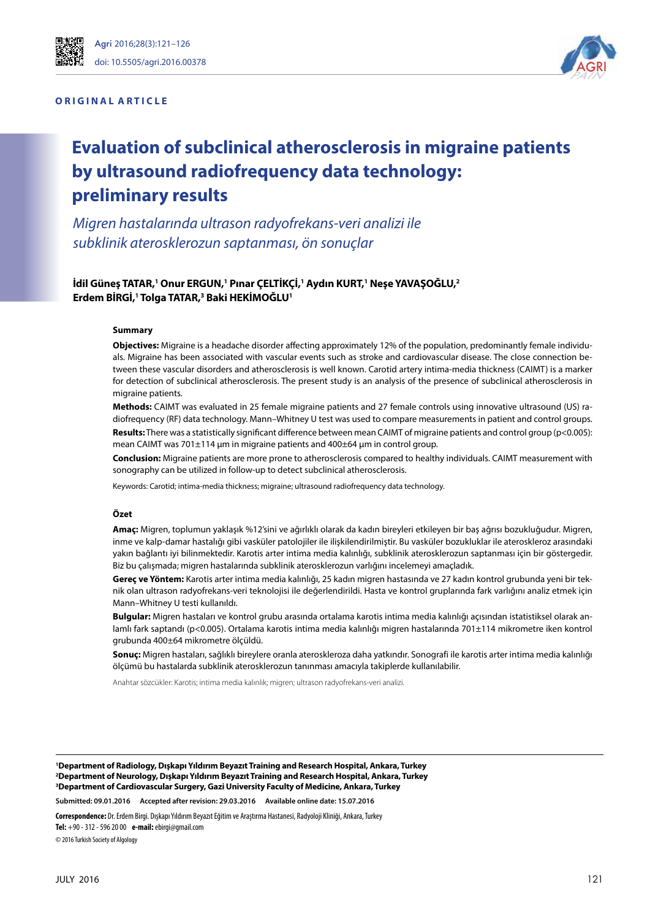ORIGINAL ARTICLE

# Evaluation of subclinical atherosclerosis in migraine patients by ultrasound radiofrequency data technology: preliminary results

*Migren hastalarında ultrason radyofrekans-veri analizi ile subklinik aterosklerozun saptanması, ön sonuçlar*

**İdil Güneş TATAR,[1] Onur ERGUN,[1] Pınar ÇELTİKÇİ,[1] Aydın KURT,[1] Neşe YAVAŞOĞLU,[2] Erdem BİRGİ,[1] Tolga TATAR,[3] Baki HEKİMOĞLU[1]**

## Summary

**Objectives:** Migraine is a headache disorder affecting approximately 12% of the population, predominantly female individuals. Migraine has been associated with vascular events such as stroke and cardiovascular disease. The close connection between these vascular disorders and atherosclerosis is well known. Carotid artery intima-media thickness (CAIMT) is a marker for detection of subclinical atherosclerosis. The present study is an analysis of the presence of subclinical atherosclerosis in migraine patients.

**Methods:** CAIMT was evaluated in 25 female migraine patients and 27 female controls using innovative ultrasound (US) radiofrequency (RF) data technology. Mann–Whitney U test was used to compare measurements in patient and control groups.

**Results:** There was a statistically significant difference between mean CAIMT of migraine patients and control group ($p<0.005$): mean CAIMT was 701±114 µm in migraine patients and 400±64 µm in control group.

**Conclusion:** Migraine patients are more prone to atherosclerosis compared to healthy individuals. CAIMT measurement with sonography can be utilized in follow-up to detect subclinical atherosclerosis.

Keywords: Carotid; intima-media thickness; migraine; ultrasound radiofrequency data technology.

## Özet

**Amaç:** Migren, toplumun yaklaşık %12'sini ve ağırlıklı olarak da kadın bireyleri etkileyen bir baş ağrısı bozukluğudur. Migren, inme ve kalp-damar hastalığı gibi vasküler patolojiler ile ilişkilendirilmiştir. Bu vasküler bozukluklar ile ateroskleroz arasındaki yakın bağlantı iyi bilinmektedir. Karotis arter intima media kalınlığı, subklinik aterosklerozun saptanması için bir göstergedir. Biz bu çalışmada; migren hastalarında subklinik aterosklerozun varlığını incelemeyi amaçladık.

**Gereç ve Yöntem:** Karotis arter intima media kalınlığı, 25 kadın migren hastasında ve 27 kadın kontrol grubunda yeni bir teknik olan ultrason radyofrekans-veri teknolojisi ile değerlendirildi. Hasta ve kontrol gruplarında fark varlığını analiz etmek için Mann–Whitney U testi kullanıldı.

**Bulgular:** Migren hastaları ve kontrol grubu arasında ortalama karotis intima media kalınlığı açısından istatistiksel olarak anlamlı fark saptandı ($p<0.005$). Ortalama karotis intima media kalınlığı migren hastalarında 701±114 mikrometre iken kontrol grubunda 400±64 mikrometre ölçüldü.

**Sonuç:** Migren hastaları, sağlıklı bireylere oranla ateroskleroza daha yatkındır. Sonografi ile karotis arter intima media kalınlığı ölçümü bu hastalarda subklinik aterosklerozun tanınması amacıyla takiplerde kullanılabilir.

Anahtar sözcükler: Karotis; intima media kalınlık; migren; ultrason radyofrekans-veri analizi.

---

[1]Department of Radiology, Dışkapı Yıldırım Beyazıt Training and Research Hospital, Ankara, Turkey
[2]Department of Neurology, Dışkapı Yıldırım Beyazıt Training and Research Hospital, Ankara, Turkey
[3]Department of Cardiovascular Surgery, Gazi University Faculty of Medicine, Ankara, Turkey

**Submitted:** 09.01.2016 **Accepted after revision:** 29.03.2016 **Available online date:** 15.07.2016

**Correspondence:** Dr. Erdem Birgi. Dışkapı Yıldırım Beyazıt Eğitim ve Araştırma Hastanesi, Radyoloji Kliniği, Ankara, Turkey
**Tel:** +90 - 312 - 596 20 00 **e-mail:** ebirgi@gmail.com
© 2016 Turkish Society of Algology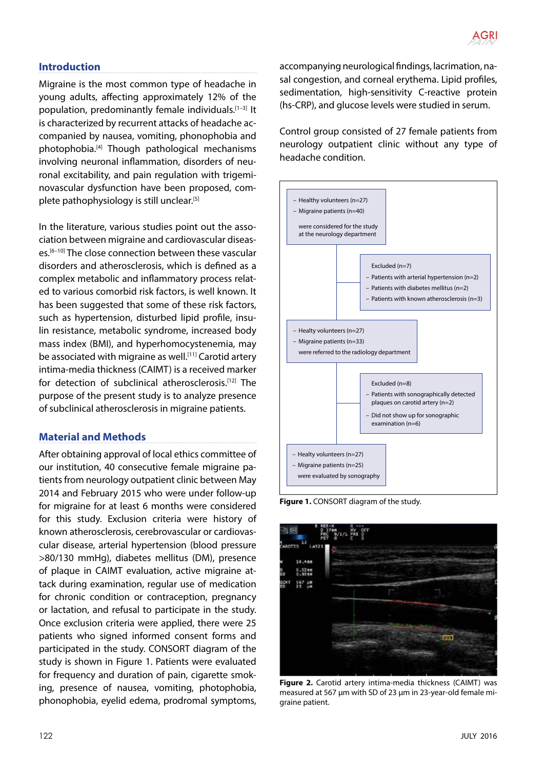## Introduction

Migraine is the most common type of headache in young adults, affecting approximately 12% of the population, predominantly female individuals.[1–3] It is characterized by recurrent attacks of headache accompanied by nausea, vomiting, phonophobia and photophobia.[4] Though pathological mechanisms involving neuronal inflammation, disorders of neuronal excitability, and pain regulation with trigeminovascular dysfunction have been proposed, complete pathophysiology is still unclear.[5]

In the literature, various studies point out the association between migraine and cardiovascular diseases.[6–10] The close connection between these vascular disorders and atherosclerosis, which is defined as a complex metabolic and inflammatory process related to various comorbid risk factors, is well known. It has been suggested that some of these risk factors, such as hypertension, disturbed lipid profile, insulin resistance, metabolic syndrome, increased body mass index (BMI), and hyperhomocystenemia, may be associated with migraine as well.[11] Carotid artery intima-media thickness (CAIMT) is a received marker for detection of subclinical atherosclerosis.[12] The purpose of the present study is to analyze presence of subclinical atherosclerosis in migraine patients.

## Material and Methods

After obtaining approval of local ethics committee of our institution, 40 consecutive female migraine patients from neurology outpatient clinic between May 2014 and February 2015 who were under follow-up for migraine for at least 6 months were considered for this study. Exclusion criteria were history of known atherosclerosis, cerebrovascular or cardiovascular disease, arterial hypertension (blood pressure >80/130 mmHg), diabetes mellitus (DM), presence of plaque in CAIMT evaluation, active migraine attack during examination, regular use of medication for chronic condition or contraception, pregnancy or lactation, and refusal to participate in the study. Once exclusion criteria were applied, there were 25 patients who signed informed consent forms and participated in the study. CONSORT diagram of the study is shown in Figure 1. Patients were evaluated for frequency and duration of pain, cigarette smoking, presence of nausea, vomiting, photophobia, phonophobia, eyelid edema, prodromal symptoms, accompanying neurological findings, lacrimation, nasal congestion, and corneal erythema. Lipid profiles, sedimentation, high-sensitivity C-reactive protein (hs-CRP), and glucose levels were studied in serum.

Control group consisted of 27 female patients from neurology outpatient clinic without any type of headache condition.

- Healthy volunteers (n=27)
- Migraine patients (n=40)

were considered for the study at the neurology department

Excluded (n=7)
- Patients with arterial hypertension (n=2)
- Patients with diabetes mellitus (n=2)
- Patients with known atherosclerosis (n=3)

- Healty volunteers (n=27)
- Migraine patients (n=33)

were referred to the radiology department

Excluded (n=8)
- Patients with sonographically detected plaques on carotid artery (n=2)
- Did not show up for sonographic examination (n=6)

- Healty volunteers (n=27)
- Migraine patients (n=25)

were evaluated by sonography

**Figure 1.** CONSORT diagram of the study.

**Figure 2.** Carotid artery intima-media thickness (CAIMT) was measured at 567 µm with SD of 23 µm in 23-year-old female migraine patient.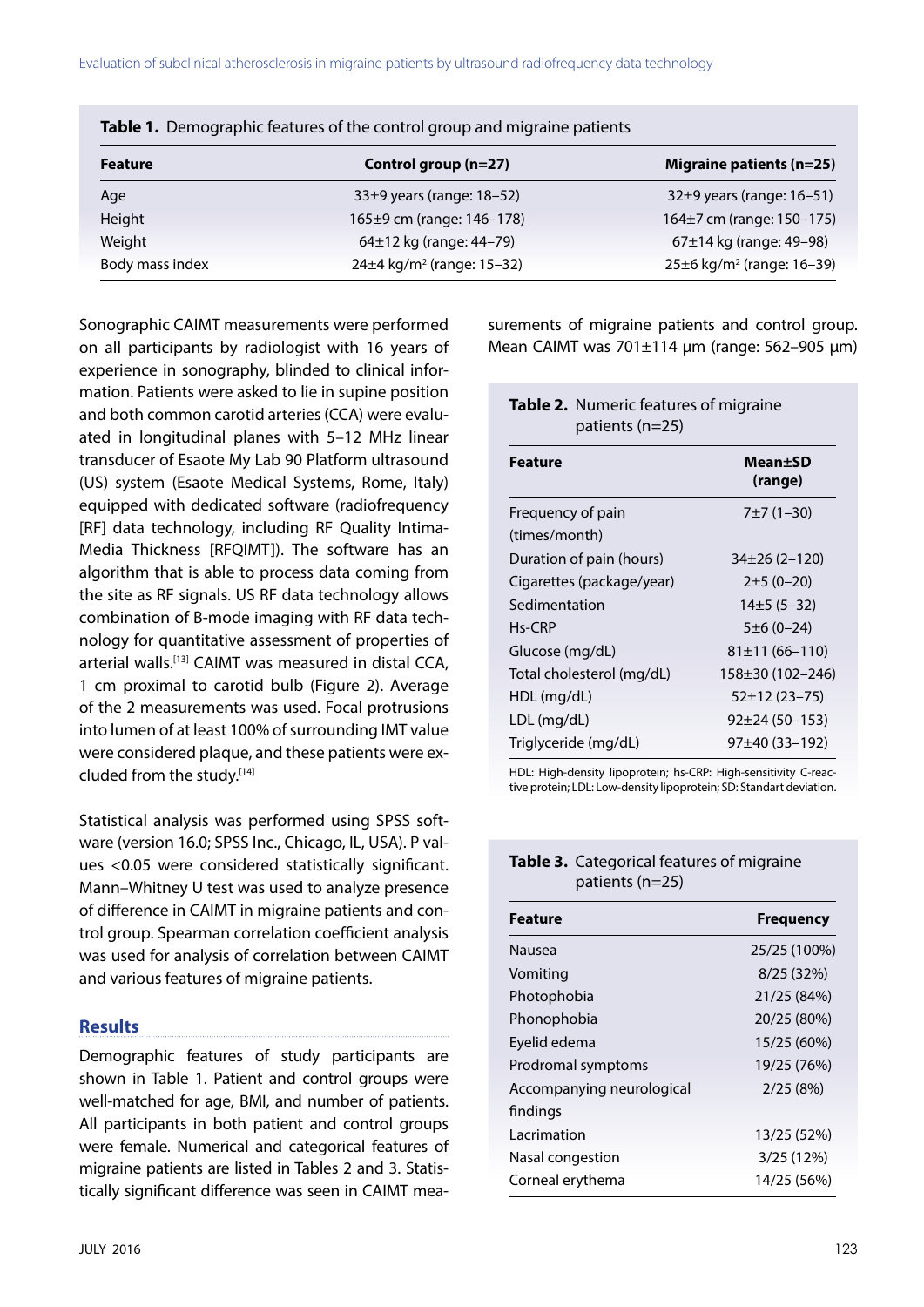**Table 1.** Demographic features of the control group and migraine patients

| Feature | Control group (n=27) | Migraine patients (n=25) |
|---|---|---|
| Age | 33±9 years (range: 18–52) | 32±9 years (range: 16–51) |
| Height | 165±9 cm (range: 146–178) | 164±7 cm (range: 150–175) |
| Weight | 64±12 kg (range: 44–79) | 67±14 kg (range: 49–98) |
| Body mass index | 24±4 kg/m² (range: 15–32) | 25±6 kg/m² (range: 16–39) |

Sonographic CAIMT measurements were performed on all participants by radiologist with 16 years of experience in sonography, blinded to clinical information. Patients were asked to lie in supine position and both common carotid arteries (CCA) were evaluated in longitudinal planes with 5–12 MHz linear transducer of Esaote My Lab 90 Platform ultrasound (US) system (Esaote Medical Systems, Rome, Italy) equipped with dedicated software (radiofrequency [RF] data technology, including RF Quality Intima-Media Thickness [RFQIMT]). The software has an algorithm that is able to process data coming from the site as RF signals. US RF data technology allows combination of B-mode imaging with RF data technology for quantitative assessment of properties of arterial walls.[13] CAIMT was measured in distal CCA, 1 cm proximal to carotid bulb (Figure 2). Average of the 2 measurements was used. Focal protrusions into lumen of at least 100% of surrounding IMT value were considered plaque, and these patients were excluded from the study.[14]

Statistical analysis was performed using SPSS software (version 16.0; SPSS Inc., Chicago, IL, USA). P values <0.05 were considered statistically significant. Mann–Whitney U test was used to analyze presence of difference in CAIMT in migraine patients and control group. Spearman correlation coefficient analysis was used for analysis of correlation between CAIMT and various features of migraine patients.

## Results

Demographic features of study participants are shown in Table 1. Patient and control groups were well-matched for age, BMI, and number of patients. All participants in both patient and control groups were female. Numerical and categorical features of migraine patients are listed in Tables 2 and 3. Statistically significant difference was seen in CAIMT measurements of migraine patients and control group. Mean CAIMT was 701±114 μm (range: 562–905 μm)

**Table 2.** Numeric features of migraine patients (n=25)

| Feature | Mean±SD (range) |
|---|---|
| Frequency of pain (times/month) | 7±7 (1–30) |
| Duration of pain (hours) | 34±26 (2–120) |
| Cigarettes (package/year) | 2±5 (0–20) |
| Sedimentation | 14±5 (5–32) |
| Hs-CRP | 5±6 (0–24) |
| Glucose (mg/dL) | 81±11 (66–110) |
| Total cholesterol (mg/dL) | 158±30 (102–246) |
| HDL (mg/dL) | 52±12 (23–75) |
| LDL (mg/dL) | 92±24 (50–153) |
| Triglyceride (mg/dL) | 97±40 (33–192) |

HDL: High-density lipoprotein; hs-CRP: High-sensitivity C-reactive protein; LDL: Low-density lipoprotein; SD: Standart deviation.

**Table 3.** Categorical features of migraine patients (n=25)

| Feature | Frequency |
|---|---|
| Nausea | 25/25 (100%) |
| Vomiting | 8/25 (32%) |
| Photophobia | 21/25 (84%) |
| Phonophobia | 20/25 (80%) |
| Eyelid edema | 15/25 (60%) |
| Prodromal symptoms | 19/25 (76%) |
| Accompanying neurological findings | 2/25 (8%) |
| Lacrimation | 13/25 (52%) |
| Nasal congestion | 3/25 (12%) |
| Corneal erythema | 14/25 (56%) |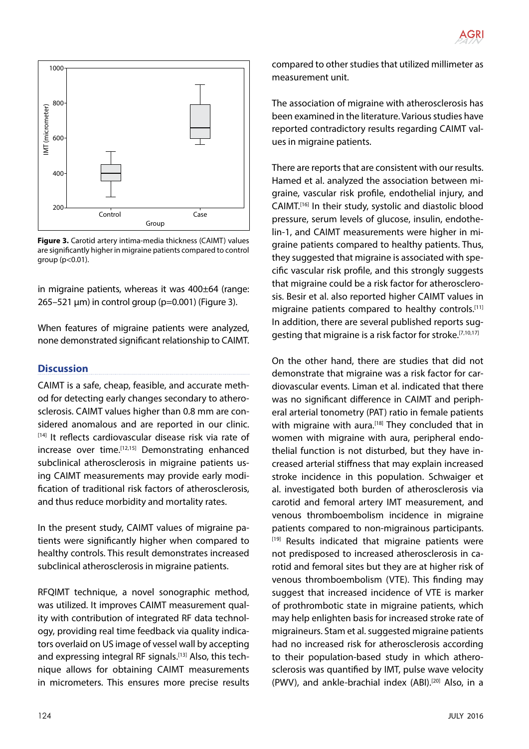**Figure 3.** Carotid artery intima-media thickness (CAIMT) values are significantly higher in migraine patients compared to control group (p<0.01).

in migraine patients, whereas it was 400±64 (range: 265–521 µm) in control group (p=0.001) (Figure 3).

When features of migraine patients were analyzed, none demonstrated significant relationship to CAIMT.

## Discussion

CAIMT is a safe, cheap, feasible, and accurate method for detecting early changes secondary to atherosclerosis. CAIMT values higher than 0.8 mm are considered anomalous and are reported in our clinic.[14] It reflects cardiovascular disease risk via rate of increase over time.[12,15] Demonstrating enhanced subclinical atherosclerosis in migraine patients using CAIMT measurements may provide early modification of traditional risk factors of atherosclerosis, and thus reduce morbidity and mortality rates.

In the present study, CAIMT values of migraine patients were significantly higher when compared to healthy controls. This result demonstrates increased subclinical atherosclerosis in migraine patients.

RFQIMT technique, a novel sonographic method, was utilized. It improves CAIMT measurement quality with contribution of integrated RF data technology, providing real time feedback via quality indicators overlaid on US image of vessel wall by accepting and expressing integral RF signals.[13] Also, this technique allows for obtaining CAIMT measurements in micrometers. This ensures more precise results compared to other studies that utilized millimeter as measurement unit.

The association of migraine with atherosclerosis has been examined in the literature. Various studies have reported contradictory results regarding CAIMT values in migraine patients.

There are reports that are consistent with our results. Hamed et al. analyzed the association between migraine, vascular risk profile, endothelial injury, and CAIMT.[16] In their study, systolic and diastolic blood pressure, serum levels of glucose, insulin, endothelin-1, and CAIMT measurements were higher in migraine patients compared to healthy patients. Thus, they suggested that migraine is associated with specific vascular risk profile, and this strongly suggests that migraine could be a risk factor for atherosclerosis. Besir et al. also reported higher CAIMT values in migraine patients compared to healthy controls.[11] In addition, there are several published reports suggesting that migraine is a risk factor for stroke.[7,10,17]

On the other hand, there are studies that did not demonstrate that migraine was a risk factor for cardiovascular events. Liman et al. indicated that there was no significant difference in CAIMT and peripheral arterial tonometry (PAT) ratio in female patients with migraine with aura.[18] They concluded that in women with migraine with aura, peripheral endothelial function is not disturbed, but they have increased arterial stiffness that may explain increased stroke incidence in this population. Schwaiger et al. investigated both burden of atherosclerosis via carotid and femoral artery IMT measurement, and venous thromboembolism incidence in migraine patients compared to non-migrainous participants.[19] Results indicated that migraine patients were not predisposed to increased atherosclerosis in carotid and femoral sites but they are at higher risk of venous thromboembolism (VTE). This finding may suggest that increased incidence of VTE is marker of prothrombotic state in migraine patients, which may help enlighten basis for increased stroke rate of migraineurs. Stam et al. suggested migraine patients had no increased risk for atherosclerosis according to their population-based study in which atherosclerosis was quantified by IMT, pulse wave velocity (PWV), and ankle-brachial index (ABI).[20] Also, in a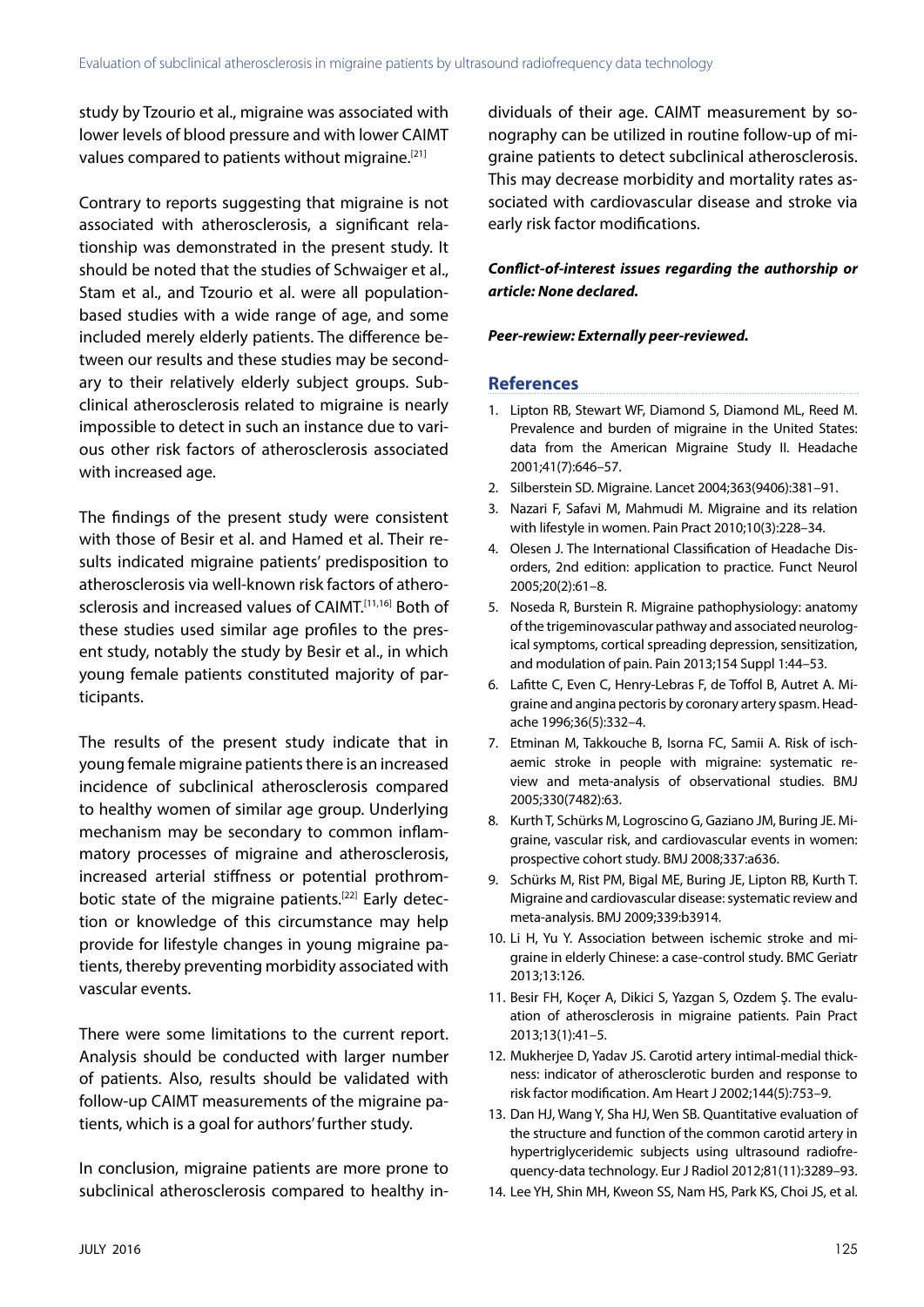study by Tzourio et al., migraine was associated with lower levels of blood pressure and with lower CAIMT values compared to patients without migraine.[21]

Contrary to reports suggesting that migraine is not associated with atherosclerosis, a significant relationship was demonstrated in the present study. It should be noted that the studies of Schwaiger et al., Stam et al., and Tzourio et al. were all population-based studies with a wide range of age, and some included merely elderly patients. The difference between our results and these studies may be secondary to their relatively elderly subject groups. Subclinical atherosclerosis related to migraine is nearly impossible to detect in such an instance due to various other risk factors of atherosclerosis associated with increased age.

The findings of the present study were consistent with those of Besir et al. and Hamed et al. Their results indicated migraine patients' predisposition to atherosclerosis via well-known risk factors of atherosclerosis and increased values of CAIMT.[11,16] Both of these studies used similar age profiles to the present study, notably the study by Besir et al., in which young female patients constituted majority of participants.

The results of the present study indicate that in young female migraine patients there is an increased incidence of subclinical atherosclerosis compared to healthy women of similar age group. Underlying mechanism may be secondary to common inflammatory processes of migraine and atherosclerosis, increased arterial stiffness or potential prothrombotic state of the migraine patients.[22] Early detection or knowledge of this circumstance may help provide for lifestyle changes in young migraine patients, thereby preventing morbidity associated with vascular events.

There were some limitations to the current report. Analysis should be conducted with larger number of patients. Also, results should be validated with follow-up CAIMT measurements of the migraine patients, which is a goal for authors' further study.

In conclusion, migraine patients are more prone to subclinical atherosclerosis compared to healthy individuals of their age. CAIMT measurement by sonography can be utilized in routine follow-up of migraine patients to detect subclinical atherosclerosis. This may decrease morbidity and mortality rates associated with cardiovascular disease and stroke via early risk factor modifications.

***Conflict-of-interest issues regarding the authorship or article: None declared.***

***Peer-rewiew: Externally peer-reviewed.***

## References

1. Lipton RB, Stewart WF, Diamond S, Diamond ML, Reed M. Prevalence and burden of migraine in the United States: data from the American Migraine Study II. Headache 2001;41(7):646–57.
2. Silberstein SD. Migraine. Lancet 2004;363(9406):381–91.
3. Nazari F, Safavi M, Mahmudi M. Migraine and its relation with lifestyle in women. Pain Pract 2010;10(3):228–34.
4. Olesen J. The International Classification of Headache Disorders, 2nd edition: application to practice. Funct Neurol 2005;20(2):61–8.
5. Noseda R, Burstein R. Migraine pathophysiology: anatomy of the trigeminovascular pathway and associated neurological symptoms, cortical spreading depression, sensitization, and modulation of pain. Pain 2013;154 Suppl 1:44–53.
6. Lafitte C, Even C, Henry-Lebras F, de Toffol B, Autret A. Migraine and angina pectoris by coronary artery spasm. Headache 1996;36(5):332–4.
7. Etminan M, Takkouche B, Isorna FC, Samii A. Risk of ischaemic stroke in people with migraine: systematic review and meta-analysis of observational studies. BMJ 2005;330(7482):63.
8. Kurth T, Schürks M, Logroscino G, Gaziano JM, Buring JE. Migraine, vascular risk, and cardiovascular events in women: prospective cohort study. BMJ 2008;337:a636.
9. Schürks M, Rist PM, Bigal ME, Buring JE, Lipton RB, Kurth T. Migraine and cardiovascular disease: systematic review and meta-analysis. BMJ 2009;339:b3914.
10. Li H, Yu Y. Association between ischemic stroke and migraine in elderly Chinese: a case-control study. BMC Geriatr 2013;13:126.
11. Besir FH, Koçer A, Dikici S, Yazgan S, Ozdem Ş. The evaluation of atherosclerosis in migraine patients. Pain Pract 2013;13(1):41–5.
12. Mukherjee D, Yadav JS. Carotid artery intimal-medial thickness: indicator of atherosclerotic burden and response to risk factor modification. Am Heart J 2002;144(5):753–9.
13. Dan HJ, Wang Y, Sha HJ, Wen SB. Quantitative evaluation of the structure and function of the common carotid artery in hypertriglyceridemic subjects using ultrasound radiofrequency-data technology. Eur J Radiol 2012;81(11):3289–93.
14. Lee YH, Shin MH, Kweon SS, Nam HS, Park KS, Choi JS, et al.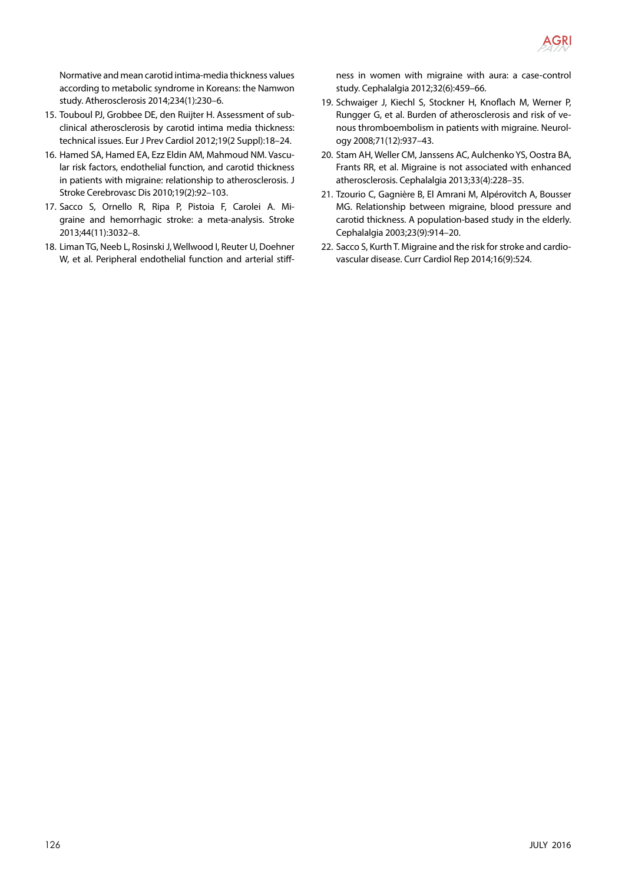Normative and mean carotid intima-media thickness values according to metabolic syndrome in Koreans: the Namwon study. Atherosclerosis 2014;234(1):230–6.

15. Touboul PJ, Grobbee DE, den Ruijter H. Assessment of subclinical atherosclerosis by carotid intima media thickness: technical issues. Eur J Prev Cardiol 2012;19(2 Suppl):18–24.
16. Hamed SA, Hamed EA, Ezz Eldin AM, Mahmoud NM. Vascular risk factors, endothelial function, and carotid thickness in patients with migraine: relationship to atherosclerosis. J Stroke Cerebrovasc Dis 2010;19(2):92–103.
17. Sacco S, Ornello R, Ripa P, Pistoia F, Carolei A. Migraine and hemorrhagic stroke: a meta-analysis. Stroke 2013;44(11):3032–8.
18. Liman TG, Neeb L, Rosinski J, Wellwood I, Reuter U, Doehner W, et al. Peripheral endothelial function and arterial stiffness in women with migraine with aura: a case-control study. Cephalalgia 2012;32(6):459–66.
19. Schwaiger J, Kiechl S, Stockner H, Knoflach M, Werner P, Rungger G, et al. Burden of atherosclerosis and risk of venous thromboembolism in patients with migraine. Neurology 2008;71(12):937–43.
20. Stam AH, Weller CM, Janssens AC, Aulchenko YS, Oostra BA, Frants RR, et al. Migraine is not associated with enhanced atherosclerosis. Cephalalgia 2013;33(4):228–35.
21. Tzourio C, Gagnière B, El Amrani M, Alpérovitch A, Bousser MG. Relationship between migraine, blood pressure and carotid thickness. A population-based study in the elderly. Cephalalgia 2003;23(9):914–20.
22. Sacco S, Kurth T. Migraine and the risk for stroke and cardiovascular disease. Curr Cardiol Rep 2014;16(9):524.